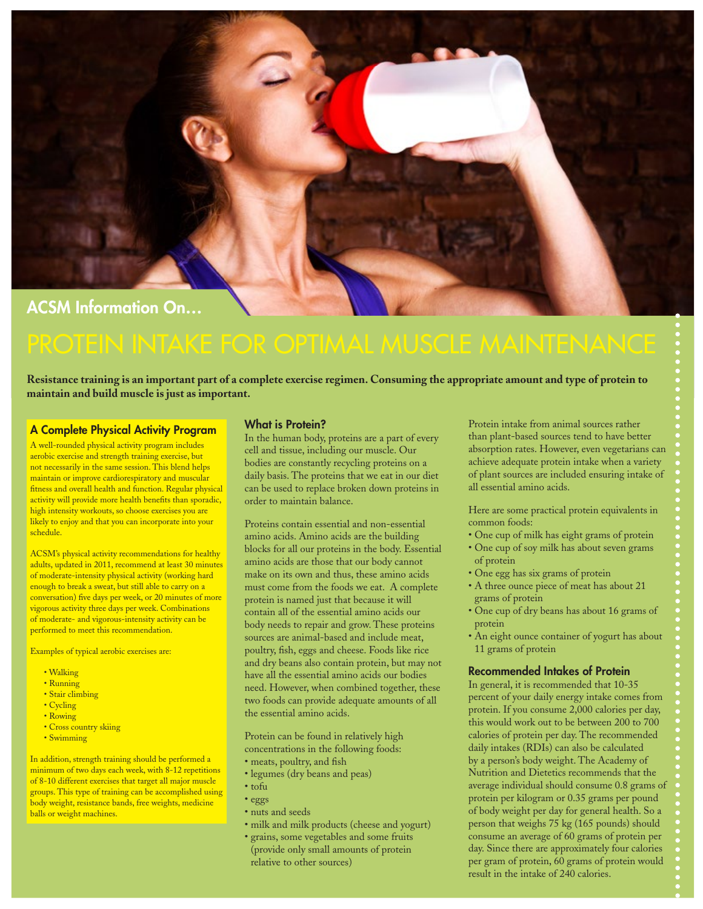ACSM Information On…

# PROTEIN INTAKE FOR OPTIMAL MUSCLE MAINTENANCE

**Resistance training is an important part of a complete exercise regimen. Consuming the appropriate amount and type of protein to maintain and build muscle is just as important.**

### A Complete Physical Activity Program

A well-rounded physical activity program includes aerobic exercise and strength training exercise, but not necessarily in the same session. This blend helps maintain or improve cardiorespiratory and muscular fitness and overall health and function. Regular physical activity will provide more health benefits than sporadic, high intensity workouts, so choose exercises you are likely to enjoy and that you can incorporate into your schedule.

ACSM's physical activity recommendations for healthy adults, updated in 2011, recommend at least 30 minutes of moderate-intensity physical activity (working hard enough to break a sweat, but still able to carry on a conversation) five days per week, or 20 minutes of more vigorous activity three days per week. Combinations of moderate- and vigorous-intensity activity can be performed to meet this recommendation.

Examples of typical aerobic exercises are:

- Walking
- Running
- Stair climbing
- Cycling
- Rowing
- Cross country skiing
- Swimming

In addition, strength training should be performed a minimum of two days each week, with 8-12 repetitions of 8-10 different exercises that target all major muscle groups. This type of training can be accomplished using body weight, resistance bands, free weights, medicine balls or weight machines.

### What is Protein?

In the human body, proteins are a part of every cell and tissue, including our muscle. Our bodies are constantly recycling proteins on a daily basis. The proteins that we eat in our diet can be used to replace broken down proteins in order to maintain balance.

Proteins contain essential and non-essential amino acids. Amino acids are the building blocks for all our proteins in the body. Essential amino acids are those that our body cannot make on its own and thus, these amino acids must come from the foods we eat. A complete protein is named just that because it will contain all of the essential amino acids our body needs to repair and grow. These proteins sources are animal-based and include meat, poultry, fish, eggs and cheese. Foods like rice and dry beans also contain protein, but may not have all the essential amino acids our bodies need. However, when combined together, these two foods can provide adequate amounts of all the essential amino acids.

Protein can be found in relatively high concentrations in the following foods:

- meats, poultry, and fish
- legumes (dry beans and peas)
- tofu
- eggs
- nuts and seeds
- milk and milk products (cheese and yogurt)
- grains, some vegetables and some fruits (provide only small amounts of protein relative to other sources)

Protein intake from animal sources rather than plant-based sources tend to have better absorption rates. However, even vegetarians can achieve adequate protein intake when a variety of plant sources are included ensuring intake of all essential amino acids.

Here are some practical protein equivalents in common foods:

- One cup of milk has eight grams of protein
- One cup of soy milk has about seven grams of protein
- One egg has six grams of protein
- A three ounce piece of meat has about 21 grams of protein
- One cup of dry beans has about 16 grams of protein
- An eight ounce container of yogurt has about 11 grams of protein

### Recommended Intakes of Protein

In general, it is recommended that 10-35 percent of your daily energy intake comes from protein. If you consume 2,000 calories per day, this would work out to be between 200 to 700 calories of protein per day. The recommended daily intakes (RDIs) can also be calculated by a person's body weight. The Academy of Nutrition and Dietetics recommends that the average individual should consume 0.8 grams of protein per kilogram or 0.35 grams per pound of body weight per day for general health. So a person that weighs 75 kg (165 pounds) should consume an average of 60 grams of protein per day. Since there are approximately four calories per gram of protein, 60 grams of protein would result in the intake of 240 calories.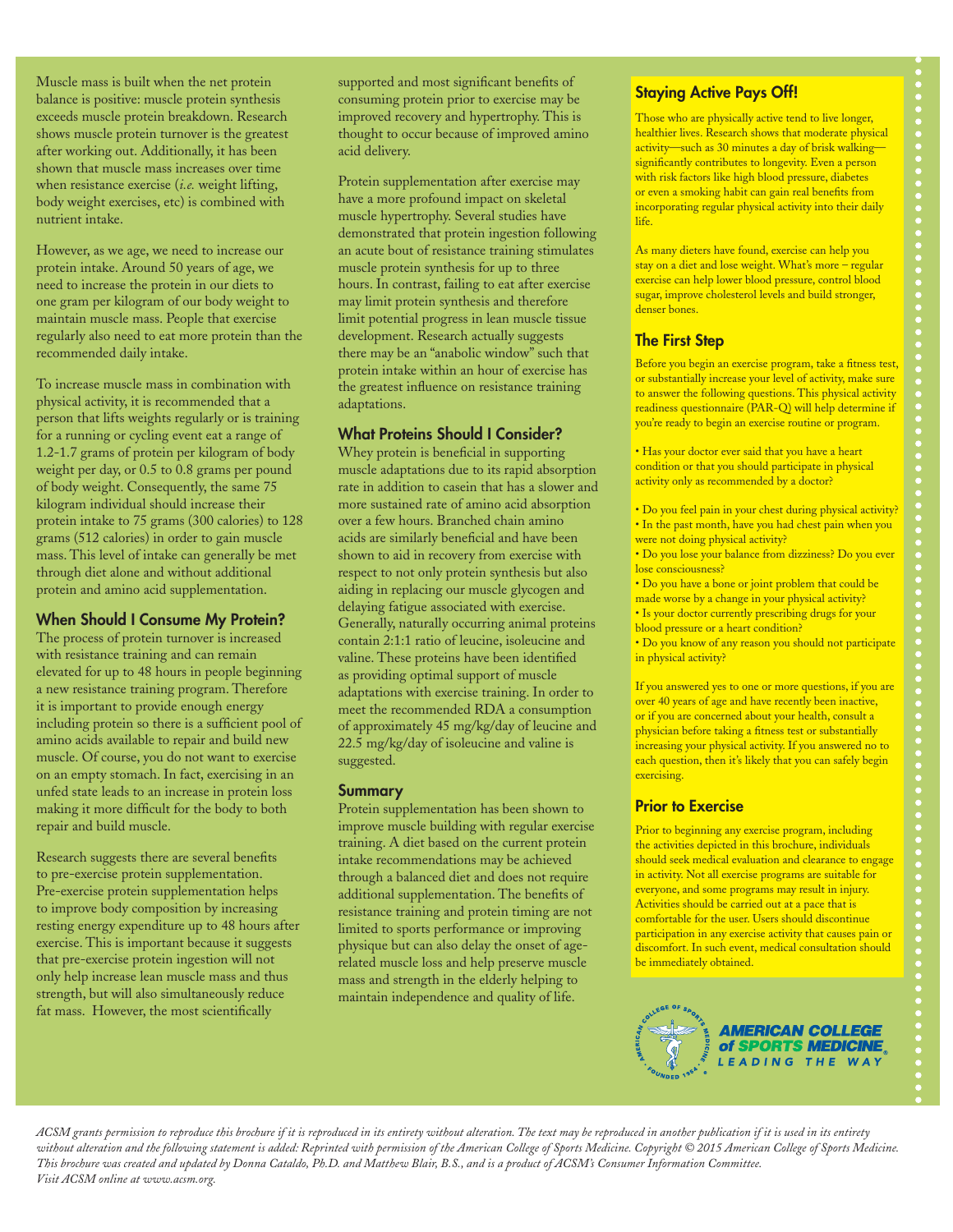Muscle mass is built when the net protein balance is positive: muscle protein synthesis exceeds muscle protein breakdown. Research shows muscle protein turnover is the greatest after working out. Additionally, it has been shown that muscle mass increases over time when resistance exercise (*i.e.* weight lifting, body weight exercises, etc) is combined with nutrient intake.

However, as we age, we need to increase our protein intake. Around 50 years of age, we need to increase the protein in our diets to one gram per kilogram of our body weight to maintain muscle mass. People that exercise regularly also need to eat more protein than the recommended daily intake.

To increase muscle mass in combination with physical activity, it is recommended that a person that lifts weights regularly or is training for a running or cycling event eat a range of 1.2-1.7 grams of protein per kilogram of body weight per day, or 0.5 to 0.8 grams per pound of body weight. Consequently, the same 75 kilogram individual should increase their protein intake to 75 grams (300 calories) to 128 grams (512 calories) in order to gain muscle mass. This level of intake can generally be met through diet alone and without additional protein and amino acid supplementation.

### When Should I Consume My Protein?

The process of protein turnover is increased with resistance training and can remain elevated for up to 48 hours in people beginning a new resistance training program. Therefore it is important to provide enough energy including protein so there is a sufficient pool of amino acids available to repair and build new muscle. Of course, you do not want to exercise on an empty stomach. In fact, exercising in an unfed state leads to an increase in protein loss making it more difficult for the body to both repair and build muscle.

Research suggests there are several benefits to pre-exercise protein supplementation. Pre-exercise protein supplementation helps to improve body composition by increasing resting energy expenditure up to 48 hours after exercise. This is important because it suggests that pre-exercise protein ingestion will not only help increase lean muscle mass and thus strength, but will also simultaneously reduce fat mass. However, the most scientifically supported and most significant benefits of consuming protein prior to exercise may be improved recovery and hypertrophy. This is thought to occur because of improved amino acid delivery.

Protein supplementation after exercise may have a more profound impact on skeletal muscle hypertrophy. Several studies have demonstrated that protein ingestion following an acute bout of resistance training stimulates muscle protein synthesis for up to three hours. In contrast, failing to eat after exercise may limit protein synthesis and therefore limit potential progress in lean muscle tissue development. Research actually suggests there may be an "anabolic window" such that protein intake within an hour of exercise has the greatest influence on resistance training adaptations.

### What Proteins Should I Consider?

Whey protein is beneficial in supporting muscle adaptations due to its rapid absorption rate in addition to casein that has a slower and more sustained rate of amino acid absorption over a few hours. Branched chain amino acids are similarly beneficial and have been shown to aid in recovery from exercise with respect to not only protein synthesis but also aiding in replacing our muscle glycogen and delaying fatigue associated with exercise. Generally, naturally occurring animal proteins contain 2:1:1 ratio of leucine, isoleucine and valine. These proteins have been identified as providing optimal support of muscle adaptations with exercise training. In order to meet the recommended RDA a consumption of approximately 45 mg/kg/day of leucine and 22.5 mg/kg/day of isoleucine and valine is suggested.

### Summary

Protein supplementation has been shown to improve muscle building with regular exercise training. A diet based on the current protein intake recommendations may be achieved through a balanced diet and does not require additional supplementation. The benefits of resistance training and protein timing are not limited to sports performance or improving physique but can also delay the onset of age-related muscle loss and help preserve muscle mass and strength in the elderly helping to maintain independence and quality of life.

### Staying Active Pays Off!

Those who are physically active tend to live longer, healthier lives. Research shows that moderate physical activity—such as 30 minutes a day of brisk walking—significantly contributes to longevity. Even a person with risk factors like high blood pressure, diabetes or even a smoking habit can gain real benefits from incorporating regular physical activity into their daily life.

As many dieters have found, exercise can help you stay on a diet and lose weight. What's more – regular exercise can help lower blood pressure, control blood sugar, improve cholesterol levels and build stronger, denser bones.

### The First Step

Before you begin an exercise program, take a fitness test, or substantially increase your level of activity, make sure to answer the following questions. This physical activity readiness questionnaire (PAR-Q) will help determine if you're ready to begin an exercise routine or program.

- Has your doctor ever said that you have a heart condition or that you should participate in physical activity only as recommended by a doctor?
- Do you feel pain in your chest during physical activity?
- In the past month, have you had chest pain when you were not doing physical activity?
- Do you lose your balance from dizziness? Do you ever lose consciousness?
- Do you have a bone or joint problem that could be made worse by a change in your physical activity?
- Is your doctor currently prescribing drugs for your blood pressure or a heart condition?
- Do you know of any reason you should not participate in physical activity?

If you answered yes to one or more questions, if you are over 40 years of age and have recently been inactive, or if you are concerned about your health, consult a physician before taking a fitness test or substantially increasing your physical activity. If you answered no to each question, then it's likely that you can safely begin exercising.

### Prior to Exercise

Prior to beginning any exercise program, including the activities depicted in this brochure, individuals should seek medical evaluation and clearance to engage in activity. Not all exercise programs are suitable for everyone, and some programs may result in injury. Activities should be carried out at a pace that is comfortable for the user. Users should discontinue participation in any exercise activity that causes pain or discomfort. In such event, medical consultation should be immediately obtained.

AMERICAN COLLEGE of SPORTS MEDICINE® LEADING THE WAY

*ACSM grants permission to reproduce this brochure if it is reproduced in its entirety without alteration. The text may be reproduced in another publication if it is used in its entirety without alteration and the following statement is added: Reprinted with permission of the American College of Sports Medicine. Copyright © 2015 American College of Sports Medicine. This brochure was created and updated by Donna Cataldo, Ph.D. and Matthew Blair, B.S., and is a product of ACSM's Consumer Information Committee. Visit ACSM online at www.acsm.org.*